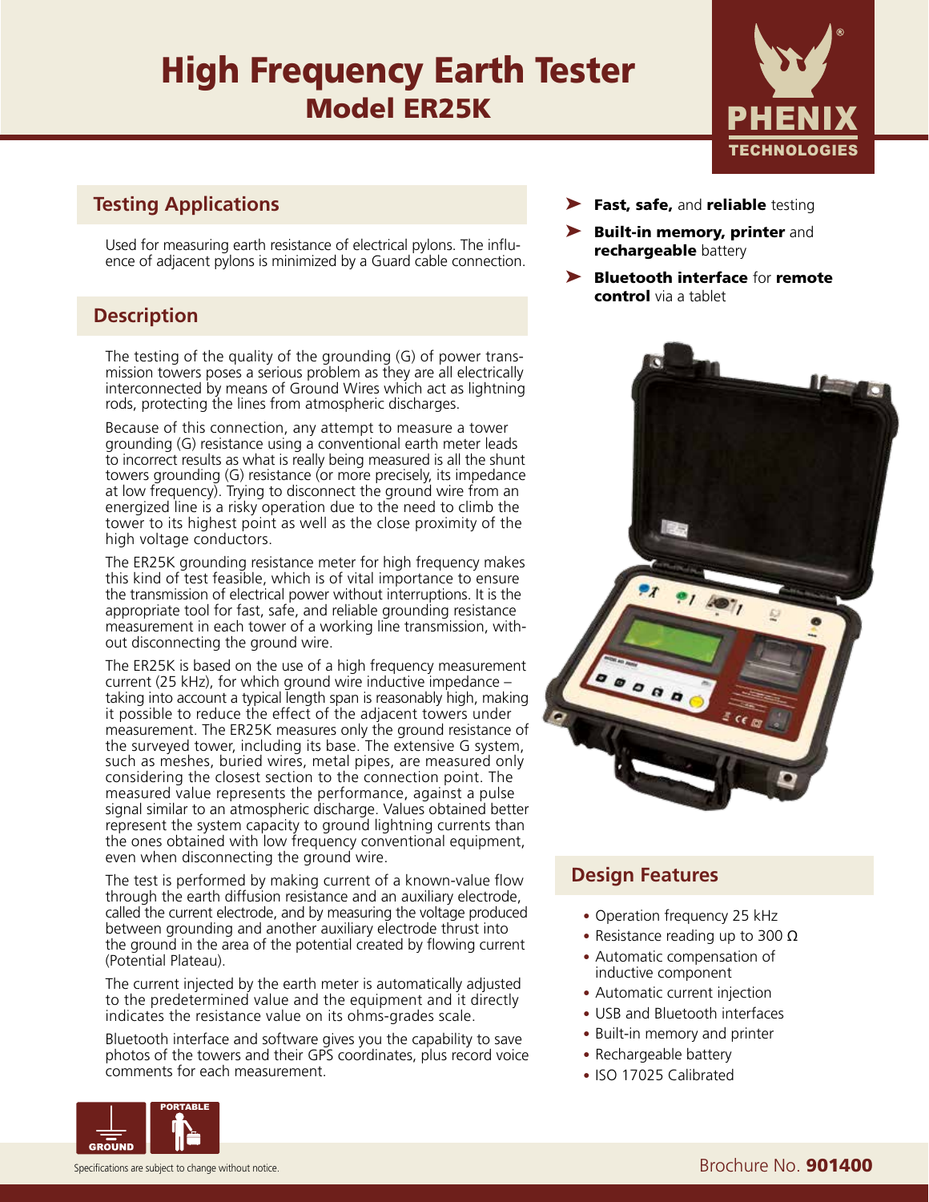# High Frequency Earth Tester
## Model ER25K

## Testing Applications

Used for measuring earth resistance of electrical pylons. The influence of adjacent pylons is minimized by a Guard cable connection.

## Description

The testing of the quality of the grounding (G) of power transmission towers poses a serious problem as they are all electrically interconnected by means of Ground Wires which act as lightning rods, protecting the lines from atmospheric discharges.

Because of this connection, any attempt to measure a tower grounding (G) resistance using a conventional earth meter leads to incorrect results as what is really being measured is all the shunt towers grounding (G) resistance (or more precisely, its impedance at low frequency). Trying to disconnect the ground wire from an energized line is a risky operation due to the need to climb the tower to its highest point as well as the close proximity of the high voltage conductors.

The ER25K grounding resistance meter for high frequency makes this kind of test feasible, which is of vital importance to ensure the transmission of electrical power without interruptions. It is the appropriate tool for fast, safe, and reliable grounding resistance measurement in each tower of a working line transmission, without disconnecting the ground wire.

The ER25K is based on the use of a high frequency measurement current (25 kHz), for which ground wire inductive impedance – taking into account a typical length span is reasonably high, making it possible to reduce the effect of the adjacent towers under measurement. The ER25K measures only the ground resistance of the surveyed tower, including its base. The extensive G system, such as meshes, buried wires, metal pipes, are measured only considering the closest section to the connection point. The measured value represents the performance, against a pulse signal similar to an atmospheric discharge. Values obtained better represent the system capacity to ground lightning currents than the ones obtained with low frequency conventional equipment, even when disconnecting the ground wire.

The test is performed by making current of a known-value flow through the earth diffusion resistance and an auxiliary electrode, called the current electrode, and by measuring the voltage produced between grounding and another auxiliary electrode thrust into the ground in the area of the potential created by flowing current (Potential Plateau).

The current injected by the earth meter is automatically adjusted to the predetermined value and the equipment and it directly indicates the resistance value on its ohms-grades scale.

Bluetooth interface and software gives you the capability to save photos of the towers and their GPS coordinates, plus record voice comments for each measurement.

- **Fast, safe,** and **reliable** testing
- **Built-in memory, printer** and **rechargeable** battery
- **Bluetooth interface** for **remote control** via a tablet

## Design Features

- Operation frequency 25 kHz
- Resistance reading up to 300 Ω
- Automatic compensation of inductive component
- Automatic current injection
- USB and Bluetooth interfaces
- Built-in memory and printer
- Rechargeable battery
- ISO 17025 Calibrated

Specifications are subject to change without notice.

Brochure No. **901400**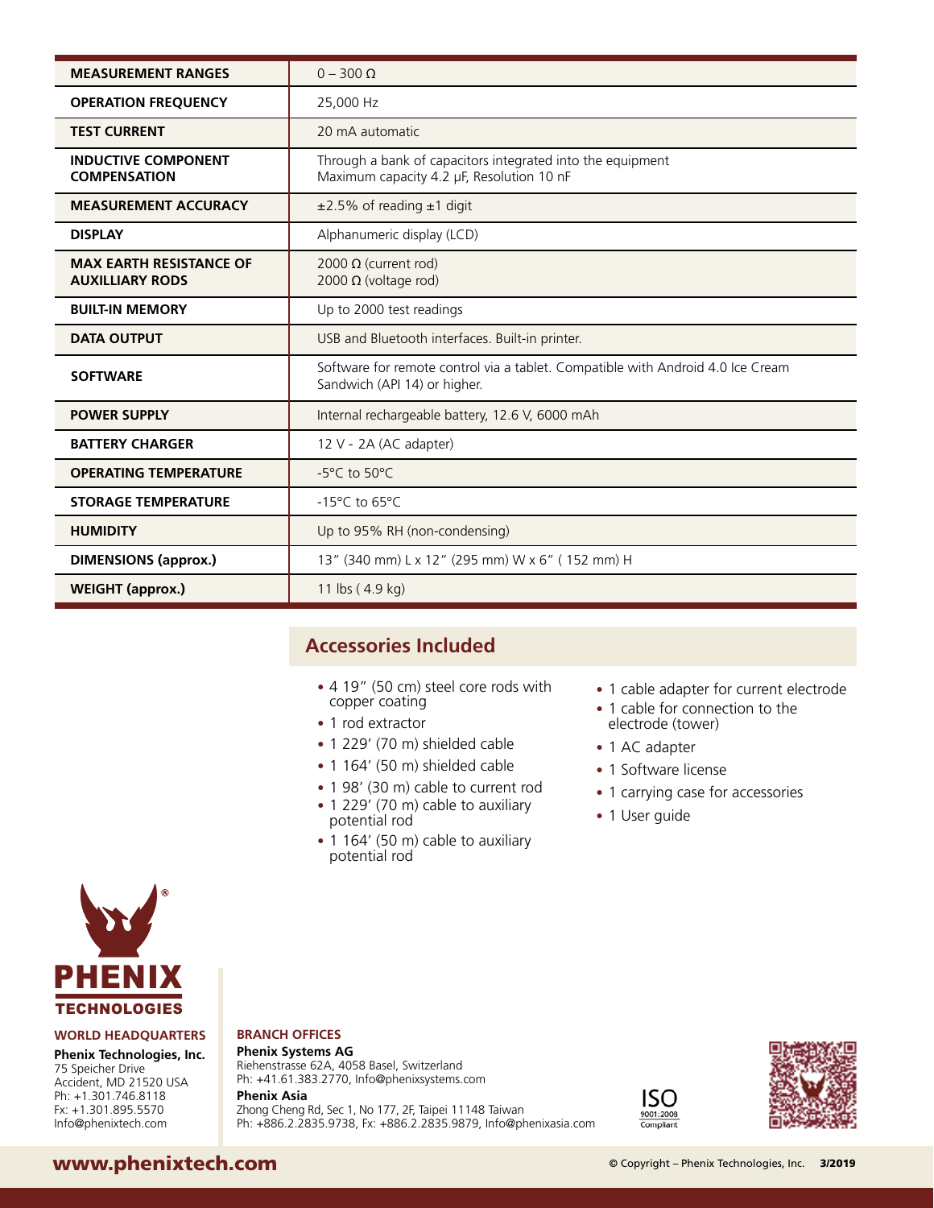| | |
|---|---|
| **MEASUREMENT RANGES** | 0 – 300 Ω |
| **OPERATION FREQUENCY** | 25,000 Hz |
| **TEST CURRENT** | 20 mA automatic |
| **INDUCTIVE COMPONENT COMPENSATION** | Through a bank of capacitors integrated into the equipment<br>Maximum capacity 4.2 µF, Resolution 10 nF |
| **MEASUREMENT ACCURACY** | ±2.5% of reading ±1 digit |
| **DISPLAY** | Alphanumeric display (LCD) |
| **MAX EARTH RESISTANCE OF AUXILLIARY RODS** | 2000 Ω (current rod)<br>2000 Ω (voltage rod) |
| **BUILT-IN MEMORY** | Up to 2000 test readings |
| **DATA OUTPUT** | USB and Bluetooth interfaces. Built-in printer. |
| **SOFTWARE** | Software for remote control via a tablet. Compatible with Android 4.0 Ice Cream Sandwich (API 14) or higher. |
| **POWER SUPPLY** | Internal rechargeable battery, 12.6 V, 6000 mAh |
| **BATTERY CHARGER** | 12 V - 2A (AC adapter) |
| **OPERATING TEMPERATURE** | -5°C to 50°C |
| **STORAGE TEMPERATURE** | -15°C to 65°C |
| **HUMIDITY** | Up to 95% RH (non-condensing) |
| **DIMENSIONS (approx.)** | 13" (340 mm) L x 12" (295 mm) W x 6" ( 152 mm) H |
| **WEIGHT (approx.)** | 11 lbs ( 4.9 kg) |

## Accessories Included

- 4 19" (50 cm) steel core rods with copper coating
- 1 rod extractor
- 1 229' (70 m) shielded cable
- 1 164' (50 m) shielded cable
- 1 98' (30 m) cable to current rod
- 1 229' (70 m) cable to auxiliary potential rod
- 1 164' (50 m) cable to auxiliary potential rod
- 1 cable adapter for current electrode
- 1 cable for connection to the electrode (tower)
- 1 AC adapter
- 1 Software license
- 1 carrying case for accessories
- 1 User guide

PHENIX TECHNOLOGIES

**WORLD HEADQUARTERS**

**Phenix Technologies, Inc.**
75 Speicher Drive
Accident, MD 21520 USA
Ph: +1.301.746.8118
Fx: +1.301.895.5570
Info@phenixtech.com

**BRANCH OFFICES**

**Phenix Systems AG**
Riehenstrasse 62A, 4058 Basel, Switzerland
Ph: +41.61.383.2770, Info@phenixsystems.com

**Phenix Asia**
Zhong Cheng Rd, Sec 1, No 177, 2F, Taipei 11148 Taiwan
Ph: +886.2.2835.9738, Fx: +886.2.2835.9879, Info@phenixasia.com

ISO 9001:2008 Compliant

**www.phenixtech.com**

© Copyright – Phenix Technologies, Inc. **3/2019**